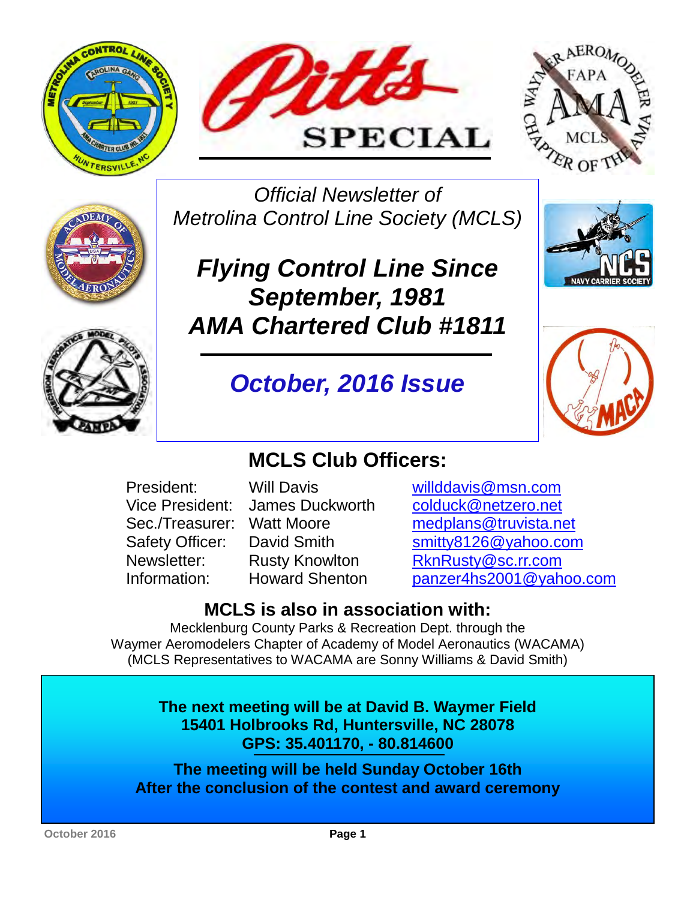# Pitts SPECIAL

*Official Newsletter of*
*Metrolina Control Line Society (MCLS)*

## *Flying Control Line Since September, 1981*
## *AMA Chartered Club #1811*

## *October, 2016 Issue*

## MCLS Club Officers:

| | | |
|---|---|---|
| President: | Will Davis | willddavis@msn.com |
| Vice President: | James Duckworth | colduck@netzero.net |
| Sec./Treasurer: | Watt Moore | medplans@truvista.net |
| Safety Officer: | David Smith | smitty8126@yahoo.com |
| Newsletter: | Rusty Knowlton | RknRusty@sc.rr.com |
| Information: | Howard Shenton | panzer4hs2001@yahoo.com |

## MCLS is also in association with:

Mecklenburg County Parks & Recreation Dept. through the
Waymer Aeromodelers Chapter of Academy of Model Aeronautics (WACAMA)
(MCLS Representatives to WACAMA are Sonny Williams & David Smith)

**The next meeting will be at David B. Waymer Field**
**15401 Holbrooks Rd, Huntersville, NC 28078**
**GPS: 35.401170, - 80.814600**

**The meeting will be held Sunday October 16th**
**After the conclusion of the contest and award ceremony**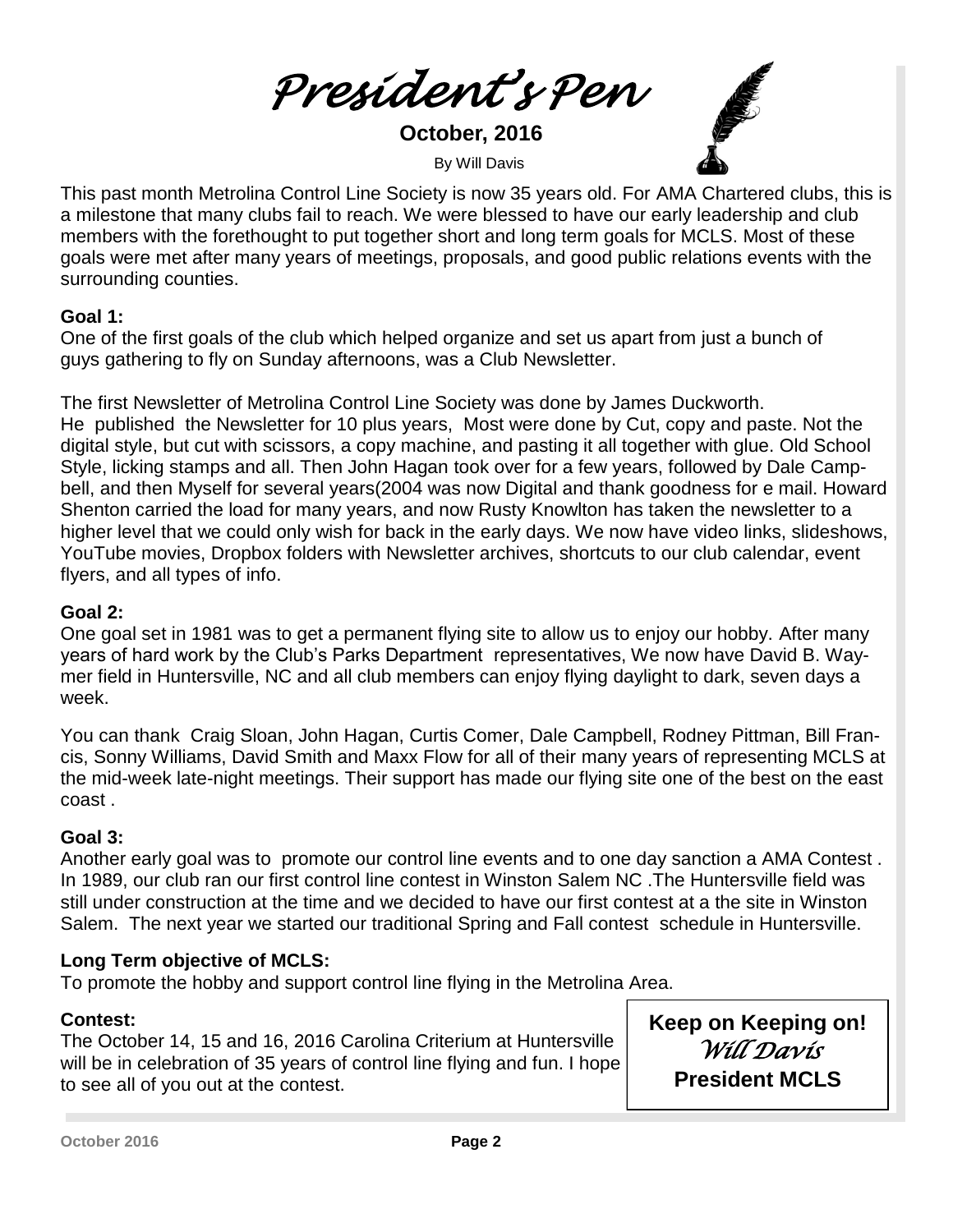# *President's Pen*

**October, 2016**

By Will Davis

This past month Metrolina Control Line Society is now 35 years old. For AMA Chartered clubs, this is a milestone that many clubs fail to reach. We were blessed to have our early leadership and club members with the forethought to put together short and long term goals for MCLS. Most of these goals were met after many years of meetings, proposals, and good public relations events with the surrounding counties.

**Goal 1:**
One of the first goals of the club which helped organize and set us apart from just a bunch of guys gathering to fly on Sunday afternoons, was a Club Newsletter.

The first Newsletter of Metrolina Control Line Society was done by James Duckworth. He published the Newsletter for 10 plus years, Most were done by Cut, copy and paste. Not the digital style, but cut with scissors, a copy machine, and pasting it all together with glue. Old School Style, licking stamps and all. Then John Hagan took over for a few years, followed by Dale Campbell, and then Myself for several years(2004 was now Digital and thank goodness for e mail. Howard Shenton carried the load for many years, and now Rusty Knowlton has taken the newsletter to a higher level that we could only wish for back in the early days. We now have video links, slideshows, YouTube movies, Dropbox folders with Newsletter archives, shortcuts to our club calendar, event flyers, and all types of info.

**Goal 2:**
One goal set in 1981 was to get a permanent flying site to allow us to enjoy our hobby. After many years of hard work by the Club's Parks Department representatives, We now have David B. Waymer field in Huntersville, NC and all club members can enjoy flying daylight to dark, seven days a week.

You can thank Craig Sloan, John Hagan, Curtis Comer, Dale Campbell, Rodney Pittman, Bill Francis, Sonny Williams, David Smith and Maxx Flow for all of their many years of representing MCLS at the mid-week late-night meetings. Their support has made our flying site one of the best on the east coast .

**Goal 3:**
Another early goal was to promote our control line events and to one day sanction a AMA Contest . In 1989, our club ran our first control line contest in Winston Salem NC .The Huntersville field was still under construction at the time and we decided to have our first contest at a the site in Winston Salem. The next year we started our traditional Spring and Fall contest schedule in Huntersville.

**Long Term objective of MCLS:**
To promote the hobby and support control line flying in the Metrolina Area.

**Contest:**
The October 14, 15 and 16, 2016 Carolina Criterium at Huntersville will be in celebration of 35 years of control line flying and fun. I hope to see all of you out at the contest.

**Keep on Keeping on!**
*Will Davis*
**President MCLS**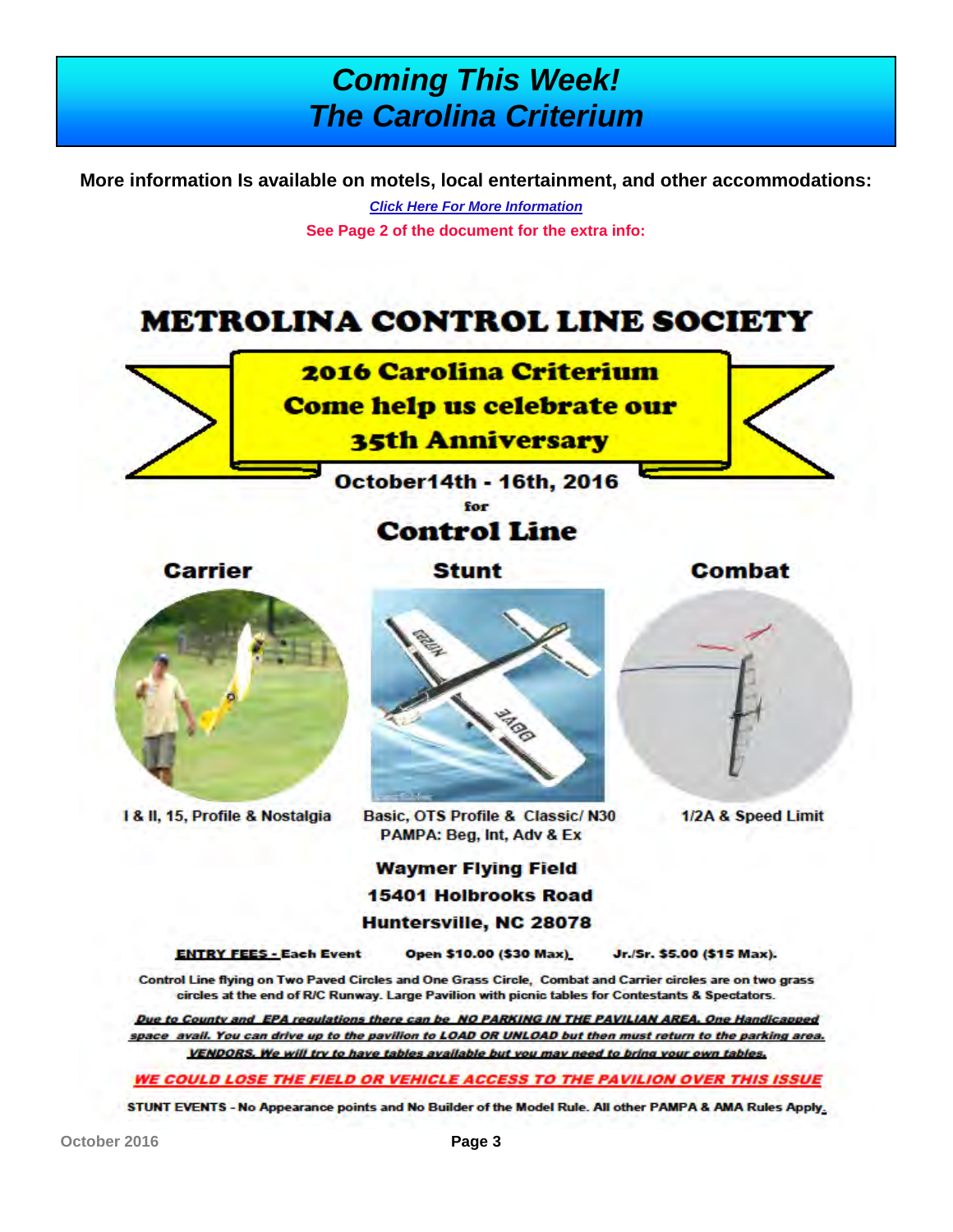# *Coming This Week!*
# *The Carolina Criterium*

**More information Is available on motels, local entertainment, and other accommodations:**

***Click Here For More Information***

**See Page 2 of the document for the extra info:**

## METROLINA CONTROL LINE SOCIETY

### 2016 Carolina Criterium
### Come help us celebrate our
### 35th Anniversary

**October14th - 16th, 2016**

**for**

## Control Line

**Carrier**

I & II, 15, Profile & Nostalgia

**Stunt**

Basic, OTS Profile & Classic/ N30
PAMPA: Beg, Int, Adv & Ex

**Combat**

1/2A & Speed Limit

**Waymer Flying Field**
**15401 Holbrooks Road**
**Huntersville, NC 28078**

**ENTRY FEES - Each Event** **Open $10.00 ($30 Max).** **Jr./Sr. $5.00 ($15 Max).**

Control Line flying on Two Paved Circles and One Grass Circle, Combat and Carrier circles are on two grass circles at the end of R/C Runway. Large Pavilion with picnic tables for Contestants & Spectators.

***Due to County and EPA regulations there can be NO PARKING IN THE PAVILIAN AREA. One Handicapped space avail. You can drive up to the pavilion to LOAD OR UNLOAD but then must return to the parking area. VENDORS. We will try to have tables available but you may need to bring your own tables.***

***WE COULD LOSE THE FIELD OR VEHICLE ACCESS TO THE PAVILION OVER THIS ISSUE***

STUNT EVENTS - No Appearance points and No Builder of the Model Rule. All other PAMPA & AMA Rules Apply.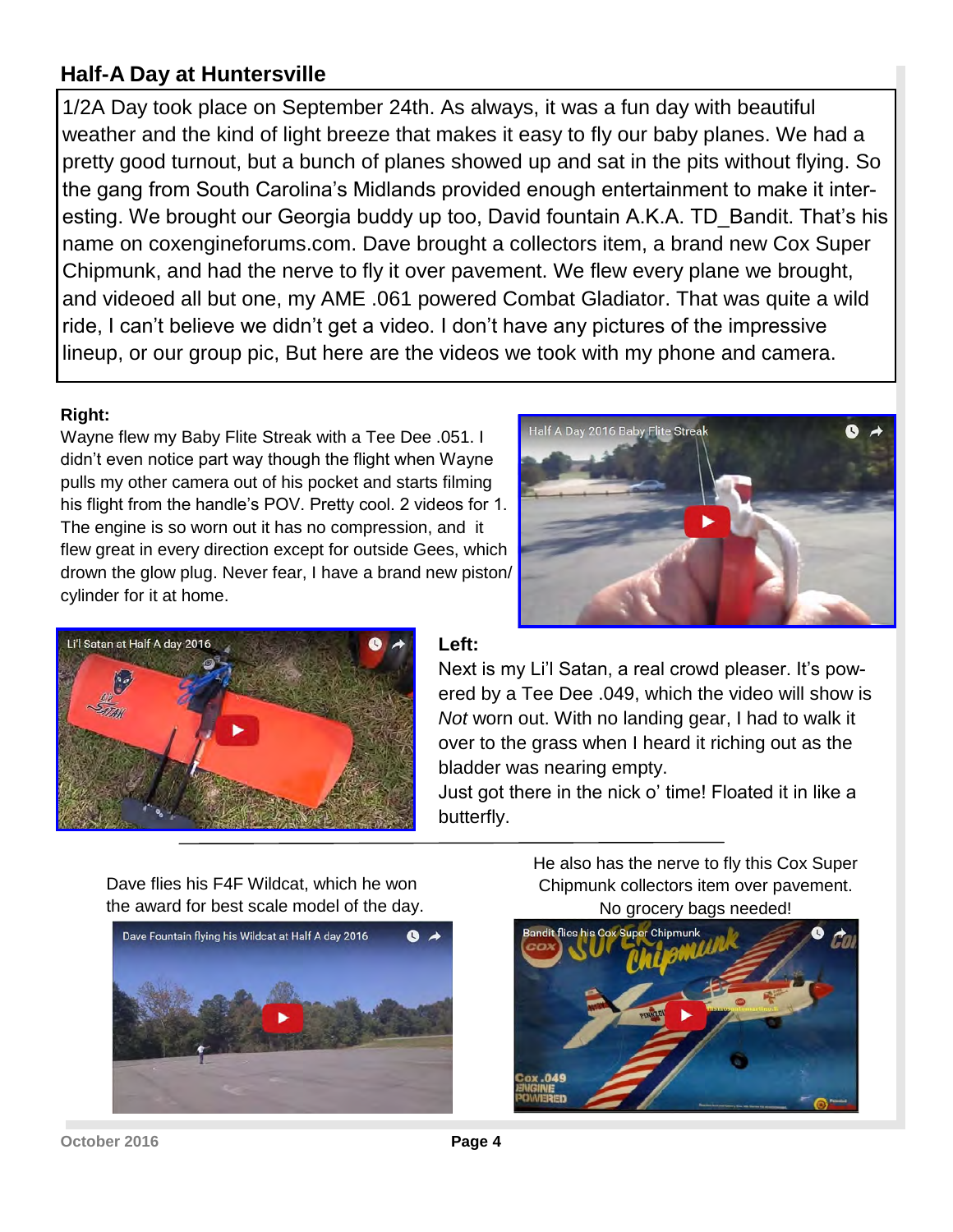## Half-A Day at Huntersville

1/2A Day took place on September 24th. As always, it was a fun day with beautiful weather and the kind of light breeze that makes it easy to fly our baby planes. We had a pretty good turnout, but a bunch of planes showed up and sat in the pits without flying. So the gang from South Carolina's Midlands provided enough entertainment to make it interesting. We brought our Georgia buddy up too, David fountain A.K.A. TD_Bandit. That's his name on coxengineforums.com. Dave brought a collectors item, a brand new Cox Super Chipmunk, and had the nerve to fly it over pavement. We flew every plane we brought, and videoed all but one, my AME .061 powered Combat Gladiator. That was quite a wild ride, I can't believe we didn't get a video. I don't have any pictures of the impressive lineup, or our group pic, But here are the videos we took with my phone and camera.

**Right:**

Wayne flew my Baby Flite Streak with a Tee Dee .051. I didn't even notice part way though the flight when Wayne pulls my other camera out of his pocket and starts filming his flight from the handle's POV. Pretty cool. 2 videos for 1. The engine is so worn out it has no compression, and it flew great in every direction except for outside Gees, which drown the glow plug. Never fear, I have a brand new piston/cylinder for it at home.

Half A Day 2016 Baby Flite Streak

Li'l Satan at Half A day 2016

**Left:**

Next is my Li'l Satan, a real crowd pleaser. It's powered by a Tee Dee .049, which the video will show is *Not* worn out. With no landing gear, I had to walk it over to the grass when I heard it riching out as the bladder was nearing empty.

Just got there in the nick o' time! Floated it in like a butterfly.

---

Dave flies his F4F Wildcat, which he won the award for best scale model of the day.

Dave Fountain flying his Wildcat at Half A day 2016

He also has the nerve to fly this Cox Super Chipmunk collectors item over pavement. No grocery bags needed!

Bandit flies his Cox Super Chipmunk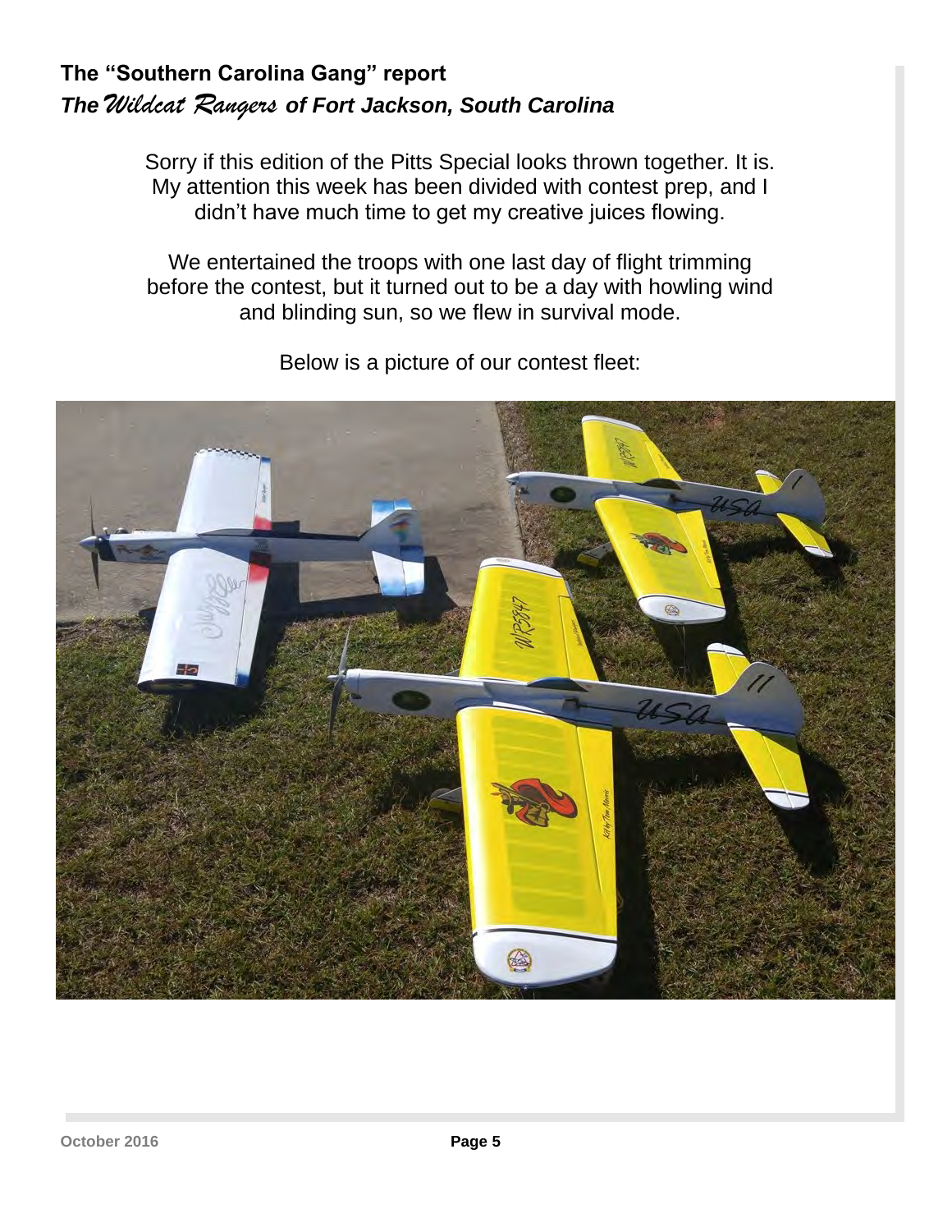## The "Southern Carolina Gang" report

### *The Wildcat Rangers of Fort Jackson, South Carolina*

Sorry if this edition of the Pitts Special looks thrown together. It is. My attention this week has been divided with contest prep, and I didn't have much time to get my creative juices flowing.

We entertained the troops with one last day of flight trimming before the contest, but it turned out to be a day with howling wind and blinding sun, so we flew in survival mode.

Below is a picture of our contest fleet: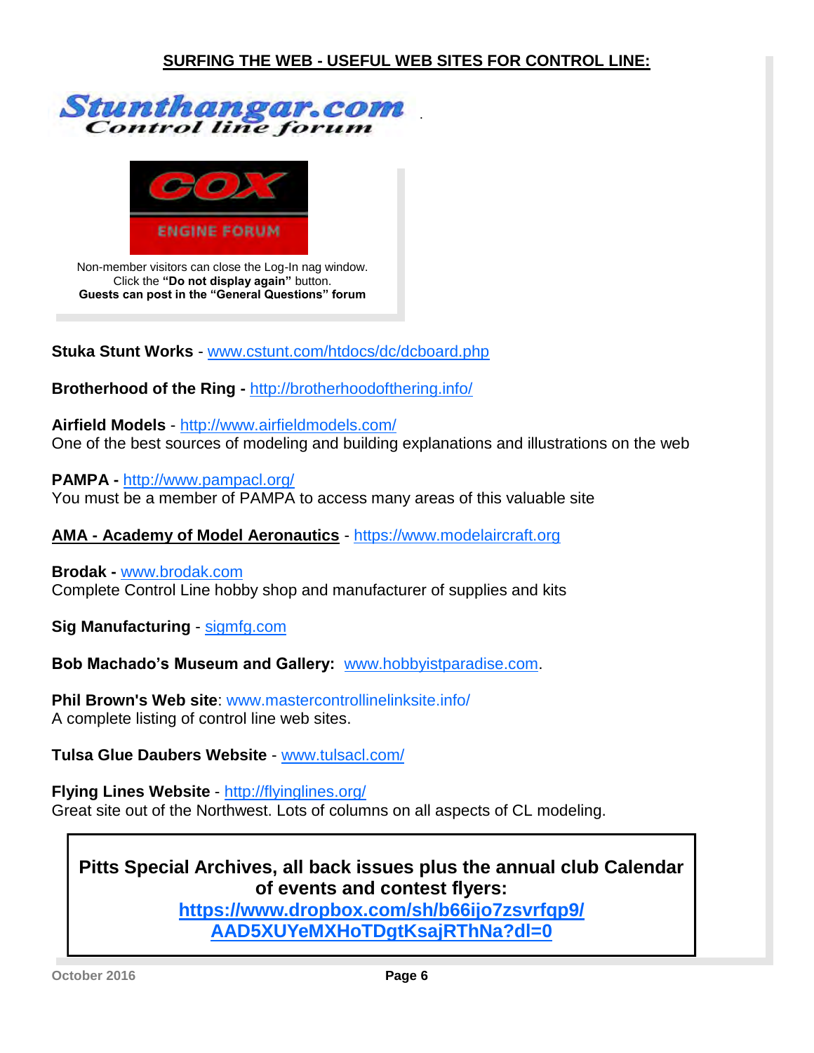## SURFING THE WEB - USEFUL WEB SITES FOR CONTROL LINE:

Stunthangar.com Control line forum

COX ENGINE FORUM

Non-member visitors can close the Log-In nag window.
Click the **"Do not display again"** button.
**Guests can post in the "General Questions" forum**

**Stuka Stunt Works** - www.cstunt.com/htdocs/dc/dcboard.php

**Brotherhood of the Ring -** http://brotherhoodofthering.info/

**Airfield Models** - http://www.airfieldmodels.com/
One of the best sources of modeling and building explanations and illustrations on the web

**PAMPA -** http://www.pampacl.org/
You must be a member of PAMPA to access many areas of this valuable site

**AMA - Academy of Model Aeronautics** - https://www.modelaircraft.org

**Brodak -** www.brodak.com
Complete Control Line hobby shop and manufacturer of supplies and kits

**Sig Manufacturing** - sigmfg.com

**Bob Machado's Museum and Gallery:** www.hobbyistparadise.com.

**Phil Brown's Web site**: www.mastercontrollinelinksite.info/
A complete listing of control line web sites.

**Tulsa Glue Daubers Website** - www.tulsacl.com/

**Flying Lines Website** - http://flyinglines.org/
Great site out of the Northwest. Lots of columns on all aspects of CL modeling.

**Pitts Special Archives, all back issues plus the annual club Calendar of events and contest flyers:**
**https://www.dropbox.com/sh/b66ijo7zsvrfqp9/AAD5XUYeMXHoTDgtKsajRThNa?dl=0**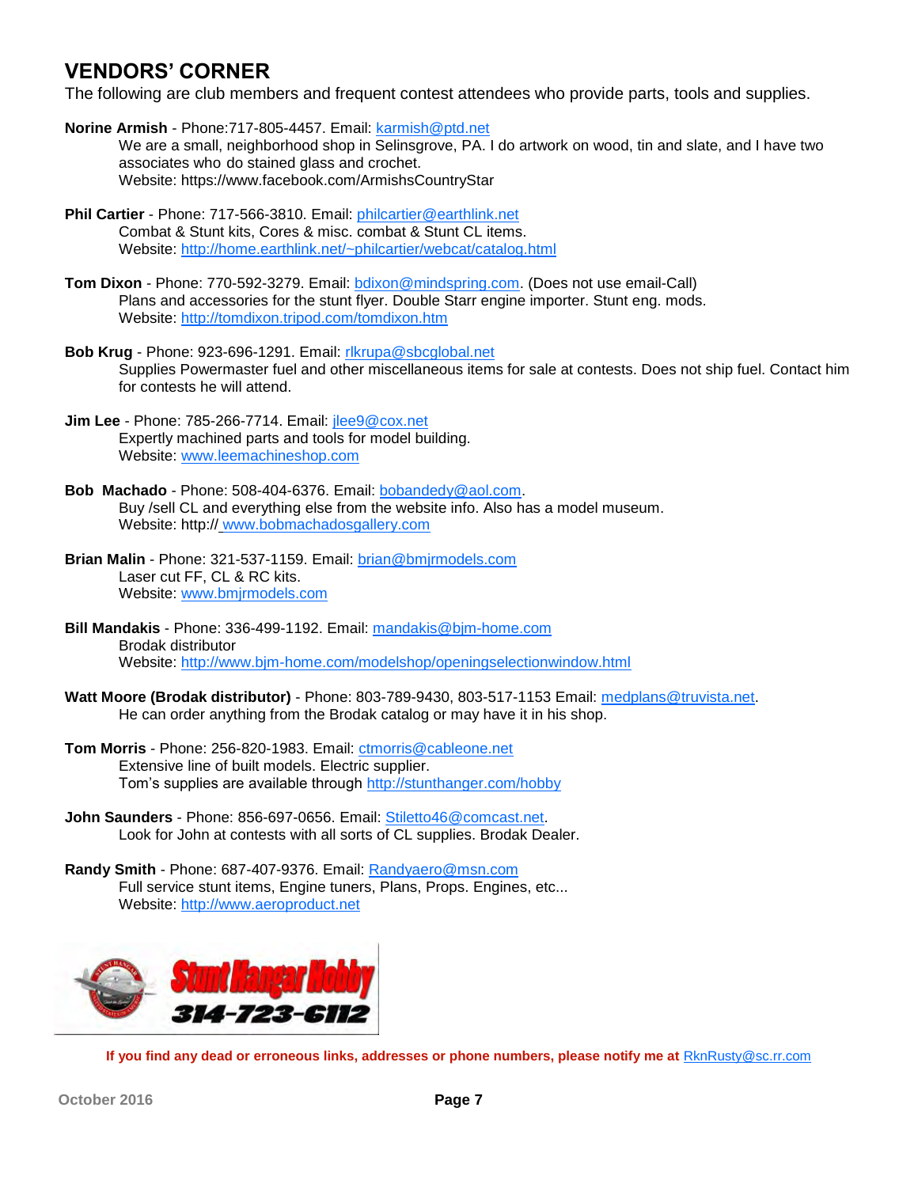# VENDORS' CORNER

The following are club members and frequent contest attendees who provide parts, tools and supplies.

**Norine Armish** - Phone:717-805-4457. Email: karmish@ptd.net
We are a small, neighborhood shop in Selinsgrove, PA. I do artwork on wood, tin and slate, and I have two associates who do stained glass and crochet.
Website: https://www.facebook.com/ArmishsCountryStar

**Phil Cartier** - Phone: 717-566-3810. Email: philcartier@earthlink.net
Combat & Stunt kits, Cores & misc. combat & Stunt CL items.
Website: http://home.earthlink.net/~philcartier/webcat/catalog.html

**Tom Dixon** - Phone: 770-592-3279. Email: bdixon@mindspring.com. (Does not use email-Call)
Plans and accessories for the stunt flyer. Double Starr engine importer. Stunt eng. mods.
Website: http://tomdixon.tripod.com/tomdixon.htm

**Bob Krug** - Phone: 923-696-1291. Email: rlkrupa@sbcglobal.net
Supplies Powermaster fuel and other miscellaneous items for sale at contests. Does not ship fuel. Contact him for contests he will attend.

**Jim Lee** - Phone: 785-266-7714. Email: jlee9@cox.net
Expertly machined parts and tools for model building.
Website: www.leemachineshop.com

**Bob Machado** - Phone: 508-404-6376. Email: bobandedy@aol.com.
Buy /sell CL and everything else from the website info. Also has a model museum.
Website: http:// www.bobmachadosgallery.com

**Brian Malin** - Phone: 321-537-1159. Email: brian@bmjrmodels.com
Laser cut FF, CL & RC kits.
Website: www.bmjrmodels.com

**Bill Mandakis** - Phone: 336-499-1192. Email: mandakis@bjm-home.com
Brodak distributor
Website: http://www.bjm-home.com/modelshop/openingselectionwindow.html

**Watt Moore (Brodak distributor)** - Phone: 803-789-9430, 803-517-1153 Email: medplans@truvista.net.
He can order anything from the Brodak catalog or may have it in his shop.

**Tom Morris** - Phone: 256-820-1983. Email: ctmorris@cableone.net
Extensive line of built models. Electric supplier.
Tom's supplies are available through http://stunthanger.com/hobby

**John Saunders** - Phone: 856-697-0656. Email: Stiletto46@comcast.net.
Look for John at contests with all sorts of CL supplies. Brodak Dealer.

**Randy Smith** - Phone: 687-407-9376. Email: Randyaero@msn.com
Full service stunt items, Engine tuners, Plans, Props. Engines, etc...
Website: http://www.aeroproduct.net

Stunt Hangar Hobby 314-723-6112

**If you find any dead or erroneous links, addresses or phone numbers, please notify me at** RknRusty@sc.rr.com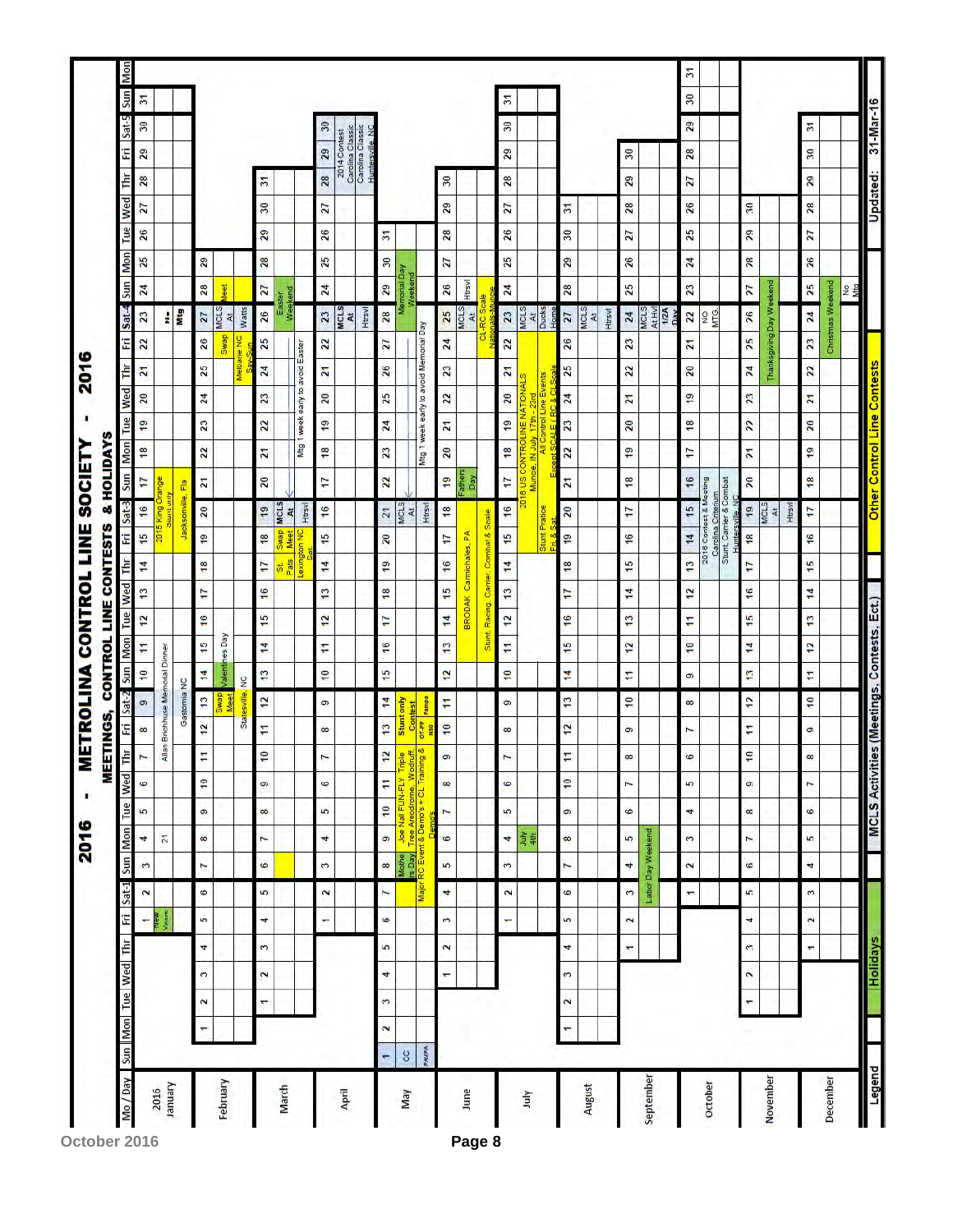# 2016 - METROLINA CONTROL LINE SOCIETY - 2016

## MEETINGS, CONTROL LINE CONTESTS & HOLIDAYS

| Month | Date(s) | Event |
|---|---|---|
| January | 1 | New Years |
| January | 7–9 | Allan Brickhouse Memorial Dinner, Gastonia NC |
| January | 16–17 | 2015 King Orange (Stunt only), Jacksonville, Fla |
| January | 23 | No Mtg |
| February | 13 | Swap Meet, Statesville, NC |
| February | 14–15 | Valentines Day |
| February | 26–27 | Swap Meet, Mebane NC Sat-Sun |
| February | 27 | MCLS At Watts |
| March | 17 | St. Pats |
| March | 18 | Swap Meet, Lexington NC Sat. |
| March | 19 | MCLS At Htrsvl |
| March | 19 | Mtg 1 week early to avoid Easter |
| March | 27 | Easter Weekend |
| April | 23 | MCLS At Htrsvl |
| April | 28–30 | 2014 Contest Carolina Classic, Carolina Classic, Huntersville, NC |
| May | 1 | CC PAMPA |
| May | 8 | Mothers Day |
| May | 9–12 | Joe Nall FUN-FLY Triple Tree Aerodrome, Woodruff. Major RC Event & Demo's + CL Training & Demo's |
| May | 13–14 | Stunt only Contest OT-PF NSS Pampa |
| May | 21 | MCLS At Htrsvl |
| May | 21 | Mtg 1 week early to avoid Memorial Day |
| May | 29–30 | Memorial Day Weekend |
| June | 13–17 | BRODAK Carmichaels, PA. Stunt, Racing, Carrier, Combat & Scale |
| June | 19 | Fathers Day |
| June | 25 | MCLS At Htrsvl |
| June | 25 | CL-RC Scale Nationals-Muncie |
| July | 4 | July 4th |
| July | 16–23 | 2016 US CONTROLINE NATIONALS, Muncie, IN July 17th - 23rd. All Control Line Events Except SCALE (RC & CL Scale) |
| July | 15–16 | Stunt Pratice Fri & Sat |
| July | 23 | MCLS At Ducks Home |
| August | 27 | MCLS At Htrsvl |
| September | 5 | Labor Day Weekend |
| September | 24 | MCLS At Hvl 1/2A Day |
| October | 14–16 | 2016 Contest & Meeting Carolina Criterium. Stunt, Carrier & Combat, Huntersville, NC |
| October | 22 | NO MTG. |
| November | 19 | MCLS At Htrsvl |
| November | 24–26 | Thanksgiving Day Weekend |
| December | 23–25 | Christmas Weekend |
| December | 25 | No Mtg |

**Legend:** Holidays | MCLS Activities (Meetings, Contests, Ect.) | Other Control Line Contests

Updated: 31-Mar-16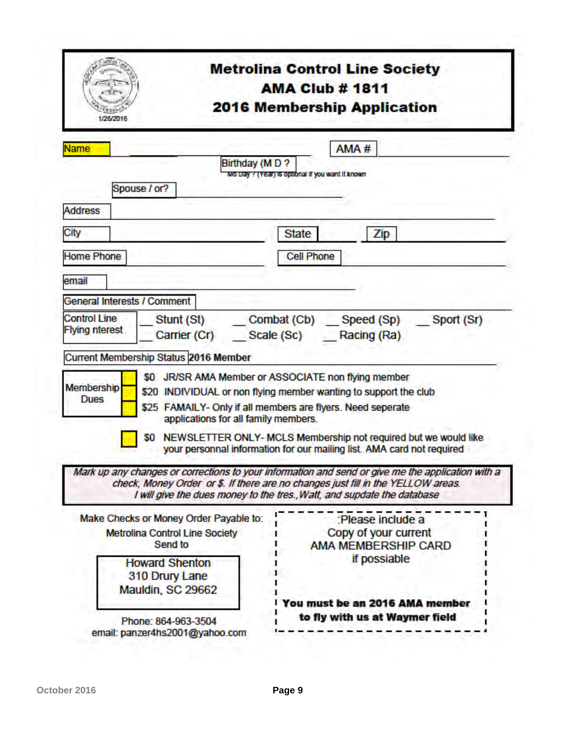1/26/2016

# Metrolina Control Line Society
## AMA Club # 1811
## 2016 Membership Application

Name ____________________ AMA # ____________________

Birthday (M D ? ____________________

Mo Day ? (Year) is optional if you want it known

Spouse / or? ____________________

Address ____________________

City ____________________ State __________ Zip __________

Home Phone ____________________ Cell Phone ____________________

email ____________________

General Interests / Comment ____________________

Control Line Flying nterest
__ Stunt (St) __ Combat (Cb) __ Speed (Sp) __ Sport (Sr)
__ Carrier (Cr) __ Scale (Sc) __ Racing (Ra)

Current Membership Status **2016 Member**

Membership Dues

- [ ] $0 JR/SR AMA Member or ASSOCIATE non flying member
- [ ] $20 INDIVIDUAL or non flying member wanting to support the club
- [ ] $25 FAMAILY- Only if all members are flyers. Need seperate applications for all family members.
- [ ] $0 NEWSLETTER ONLY- MCLS Membership not required but we would like your personnal information for our mailing list. AMA card not required

*Mark up any changes or corrections to your information and send or give me the application with a check, Money Order or $. If there are no changes just fill in the YELLOW areas. I will give the dues money to the tres., Watt, and supdate the database*

Make Checks or Money Order Payable to:
Metrolina Control Line Society
Send to

Howard Shenton
310 Drury Lane
Mauldin, SC 29662

Phone: 864-963-3504
email: panzer4hs2001@yahoo.com

:Please include a
Copy of your current
AMA MEMBERSHIP CARD
if possiable

**You must be an 2016 AMA member to fly with us at Waymer field**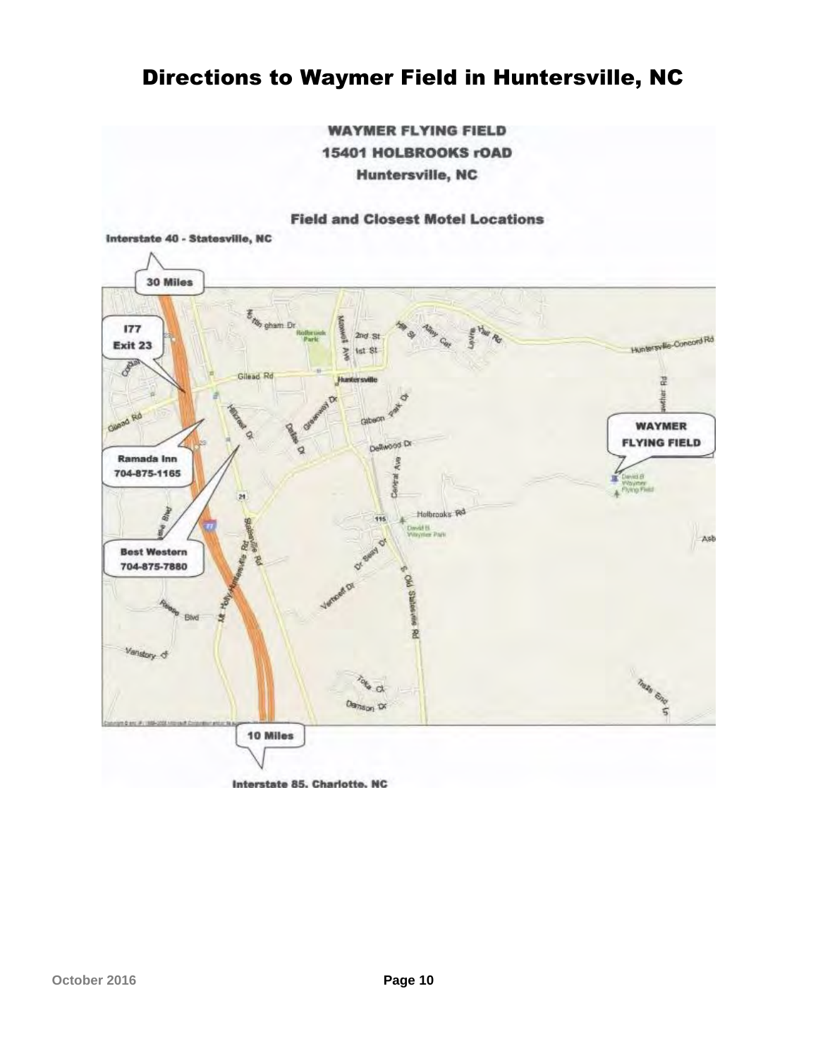# Directions to Waymer Field in Huntersville, NC

**WAYMER FLYING FIELD**

**15401 HOLBROOKS rOAD**

**Huntersville, NC**

**Field and Closest Motel Locations**

**Interstate 40 - Statesville, NC**

**30 Miles**

**I77 Exit 23**

**Ramada Inn 704-875-1165**

**Best Western 704-875-7880**

**WAYMER FLYING FIELD**

**10 Miles**

**Interstate 85. Charlotte. NC**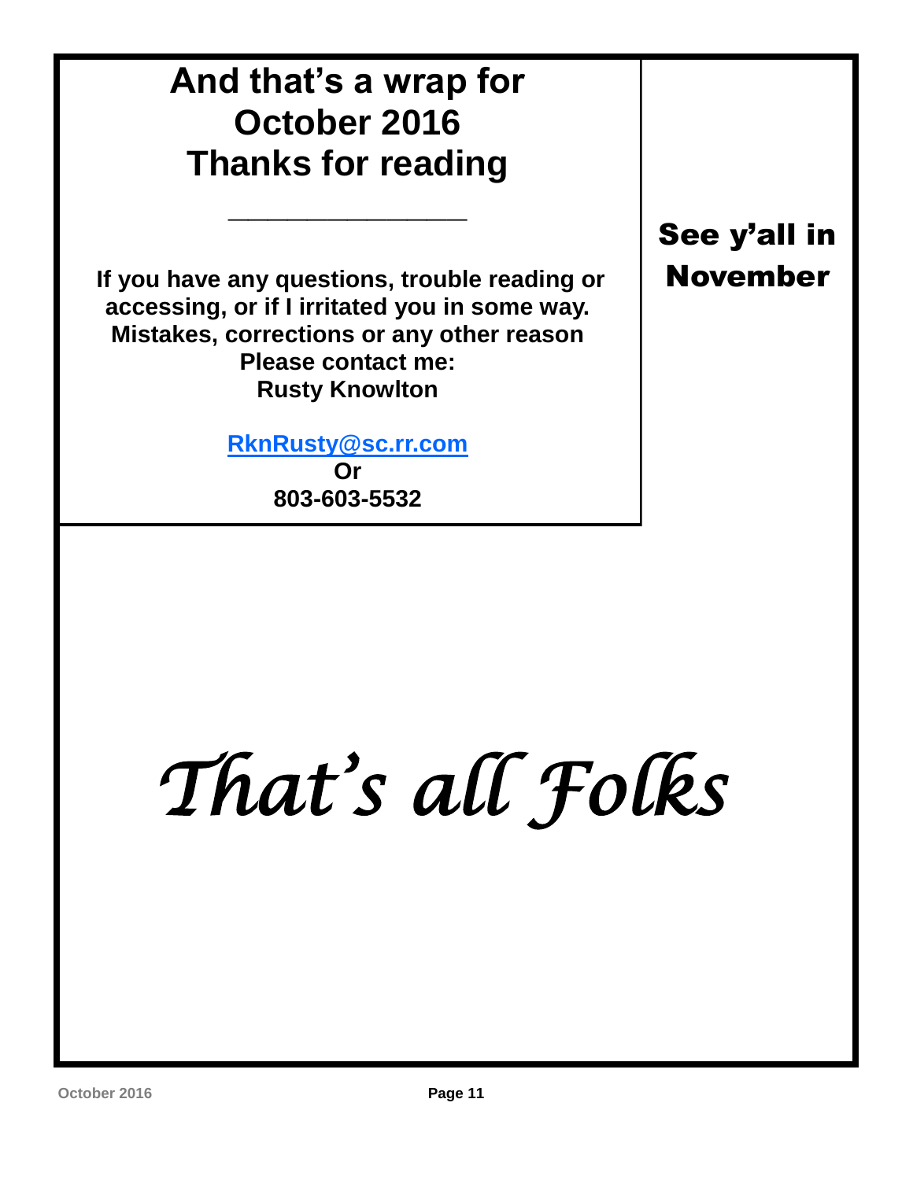# And that's a wrap for October 2016 Thanks for reading

---

**If you have any questions, trouble reading or accessing, or if I irritated you in some way. Mistakes, corrections or any other reason Please contact me:**
**Rusty Knowlton**

**RknRusty@sc.rr.com**
**Or**
**803-603-5532**

**See y'all in November**

*That's all Folks*